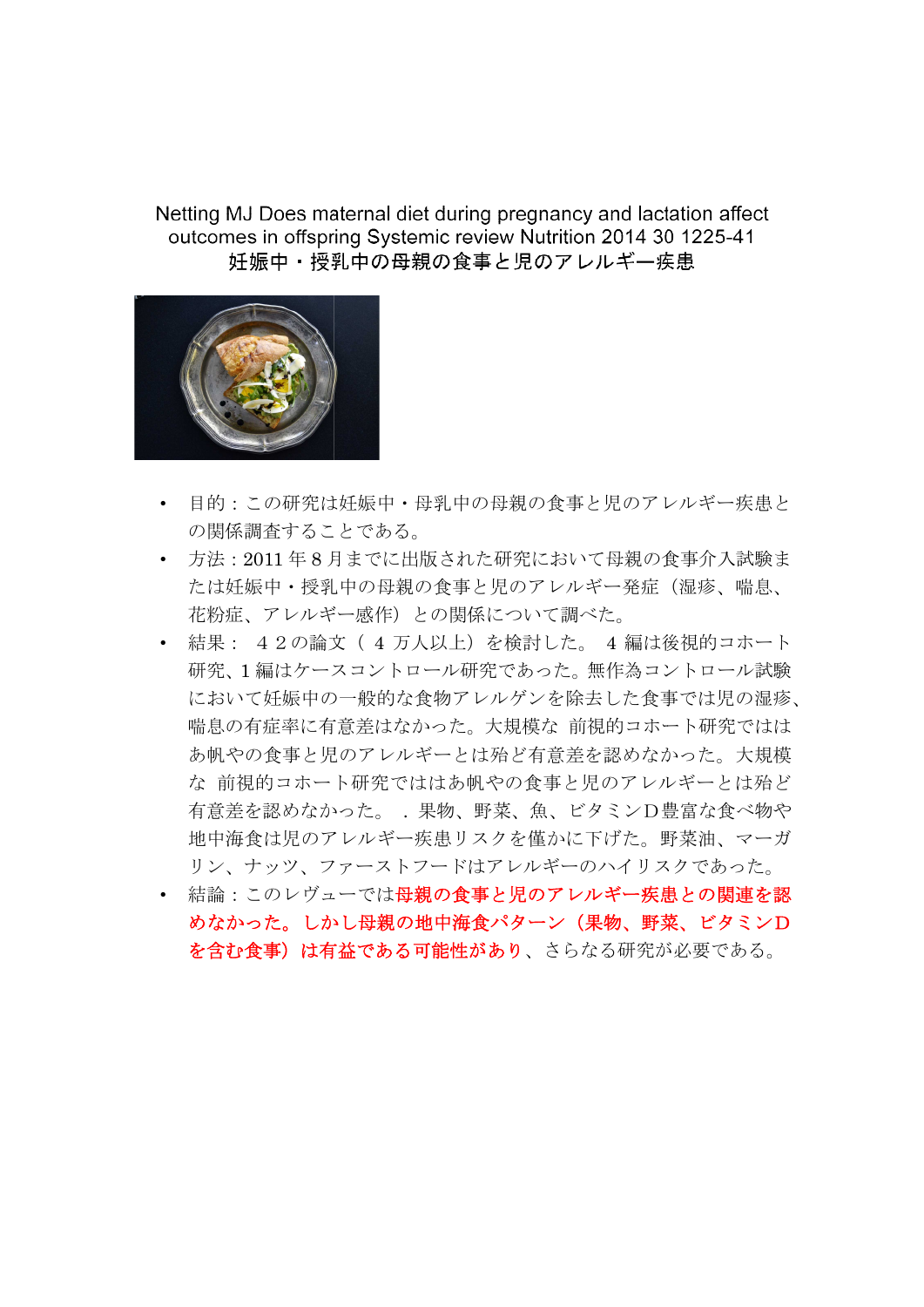Netting MJ Does maternal diet during pregnancy and lactation affect outcomes in offspring Systemic review Nutrition 2014 30 1225-41

妊娠中・授乳中の母親の食事と児のアレルギー疾患

- 目的：この研究は妊娠中・母乳中の母親の食事と児のアレルギー疾患との関係調査することである。
- 方法：2011 年 8 月までに出版された研究において母親の食事介入試験または妊娠中・授乳中の母親の食事と児のアレルギー発症（湿疹、喘息、花粉症、アレルギー感作）との関係について調べた。
- 結果：４２の論文（４万人以上）を検討した。４編は後視的コホート研究、1 編はケースコントロール研究であった。無作為コントロール試験において妊娠中の一般的な食物アレルゲンを除去した食事では児の湿疹、喘息の有症率に有意差はなかった。大規模な 前視的コホート研究でははあ帆やの食事と児のアレルギーとは殆ど有意差を認めなかった。大規模な 前視的コホート研究でははあ帆やの食事と児のアレルギーとは殆ど有意差を認めなかった。．果物、野菜、魚、ビタミンD豊富な食べ物や地中海食は児のアレルギー疾患リスクを僅かに下げた。野菜油、マーガリン、ナッツ、ファーストフードはアレルギーのハイリスクであった。
- 結論：このレヴューでは**母親の食事と児のアレルギー疾患との関連を認めなかった。しかし母親の地中海食パターン（果物、野菜、ビタミンDを含む食事）は有益である可能性があり**、さらなる研究が必要である。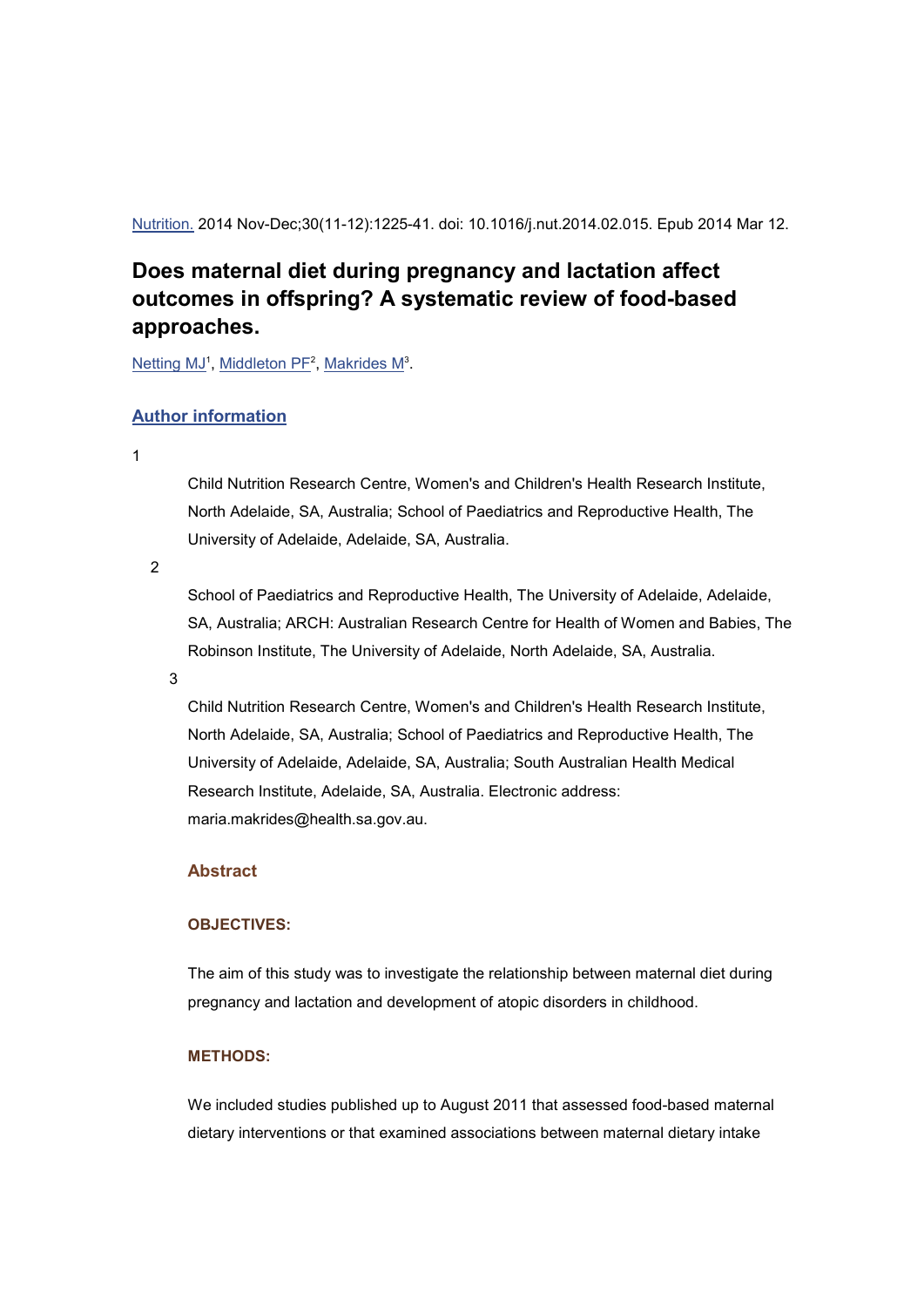[Nutrition.](#) 2014 Nov-Dec;30(11-12):1225-41. doi: 10.1016/j.nut.2014.02.015. Epub 2014 Mar 12.

# Does maternal diet during pregnancy and lactation affect outcomes in offspring? A systematic review of food-based approaches.

[Netting MJ](#)[1], [Middleton PF](#)[2], [Makrides M](#)[3].

## [Author information](#)

1

Child Nutrition Research Centre, Women's and Children's Health Research Institute, North Adelaide, SA, Australia; School of Paediatrics and Reproductive Health, The University of Adelaide, Adelaide, SA, Australia.

2

School of Paediatrics and Reproductive Health, The University of Adelaide, Adelaide, SA, Australia; ARCH: Australian Research Centre for Health of Women and Babies, The Robinson Institute, The University of Adelaide, North Adelaide, SA, Australia.

3

Child Nutrition Research Centre, Women's and Children's Health Research Institute, North Adelaide, SA, Australia; School of Paediatrics and Reproductive Health, The University of Adelaide, Adelaide, SA, Australia; South Australian Health Medical Research Institute, Adelaide, SA, Australia. Electronic address: maria.makrides@health.sa.gov.au.

### Abstract

#### OBJECTIVES:

The aim of this study was to investigate the relationship between maternal diet during pregnancy and lactation and development of atopic disorders in childhood.

#### METHODS:

We included studies published up to August 2011 that assessed food-based maternal dietary interventions or that examined associations between maternal dietary intake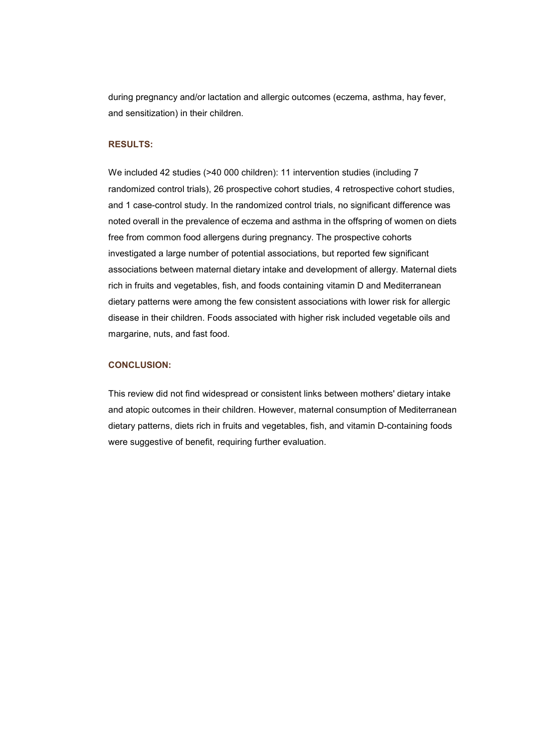during pregnancy and/or lactation and allergic outcomes (eczema, asthma, hay fever, and sensitization) in their children.

### RESULTS:

We included 42 studies (>40 000 children): 11 intervention studies (including 7 randomized control trials), 26 prospective cohort studies, 4 retrospective cohort studies, and 1 case-control study. In the randomized control trials, no significant difference was noted overall in the prevalence of eczema and asthma in the offspring of women on diets free from common food allergens during pregnancy. The prospective cohorts investigated a large number of potential associations, but reported few significant associations between maternal dietary intake and development of allergy. Maternal diets rich in fruits and vegetables, fish, and foods containing vitamin D and Mediterranean dietary patterns were among the few consistent associations with lower risk for allergic disease in their children. Foods associated with higher risk included vegetable oils and margarine, nuts, and fast food.

### CONCLUSION:

This review did not find widespread or consistent links between mothers' dietary intake and atopic outcomes in their children. However, maternal consumption of Mediterranean dietary patterns, diets rich in fruits and vegetables, fish, and vitamin D-containing foods were suggestive of benefit, requiring further evaluation.